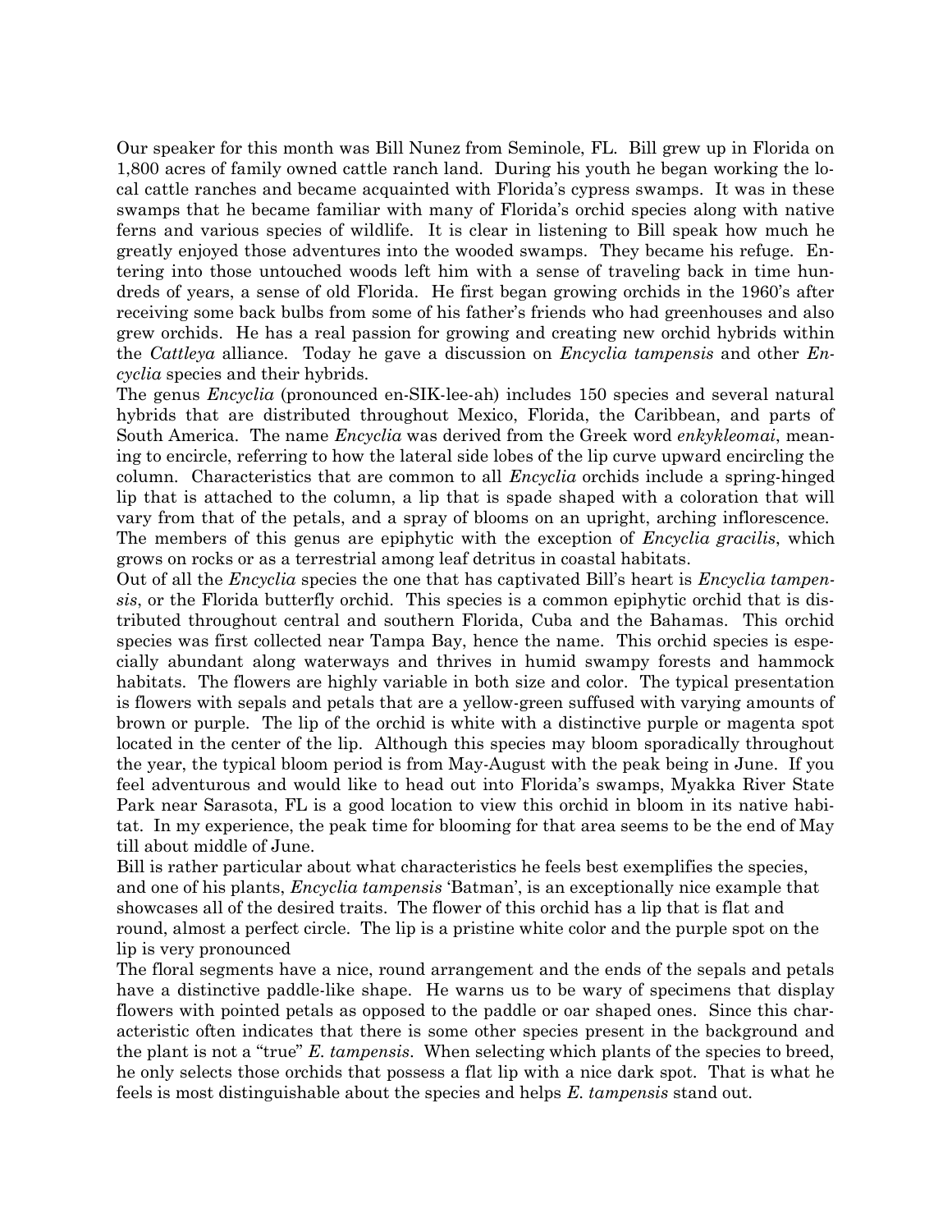Our speaker for this month was Bill Nunez from Seminole, FL. Bill grew up in Florida on 1,800 acres of family owned cattle ranch land. During his youth he began working the local cattle ranches and became acquainted with Florida's cypress swamps. It was in these swamps that he became familiar with many of Florida's orchid species along with native ferns and various species of wildlife. It is clear in listening to Bill speak how much he greatly enjoyed those adventures into the wooded swamps. They became his refuge. Entering into those untouched woods left him with a sense of traveling back in time hundreds of years, a sense of old Florida. He first began growing orchids in the 1960's after receiving some back bulbs from some of his father's friends who had greenhouses and also grew orchids. He has a real passion for growing and creating new orchid hybrids within the *Cattleya* alliance. Today he gave a discussion on *Encyclia tampensis* and other *Encyclia* species and their hybrids.

The genus *Encyclia* (pronounced en-SIK-lee-ah) includes 150 species and several natural hybrids that are distributed throughout Mexico, Florida, the Caribbean, and parts of South America. The name *Encyclia* was derived from the Greek word *enkykleomai*, meaning to encircle, referring to how the lateral side lobes of the lip curve upward encircling the column. Characteristics that are common to all *Encyclia* orchids include a spring-hinged lip that is attached to the column, a lip that is spade shaped with a coloration that will vary from that of the petals, and a spray of blooms on an upright, arching inflorescence. The members of this genus are epiphytic with the exception of *Encyclia gracilis*, which grows on rocks or as a terrestrial among leaf detritus in coastal habitats.

Out of all the *Encyclia* species the one that has captivated Bill's heart is *Encyclia tampensis*, or the Florida butterfly orchid. This species is a common epiphytic orchid that is distributed throughout central and southern Florida, Cuba and the Bahamas. This orchid species was first collected near Tampa Bay, hence the name. This orchid species is especially abundant along waterways and thrives in humid swampy forests and hammock habitats. The flowers are highly variable in both size and color. The typical presentation is flowers with sepals and petals that are a yellow-green suffused with varying amounts of brown or purple. The lip of the orchid is white with a distinctive purple or magenta spot located in the center of the lip. Although this species may bloom sporadically throughout the year, the typical bloom period is from May-August with the peak being in June. If you feel adventurous and would like to head out into Florida's swamps, Myakka River State Park near Sarasota, FL is a good location to view this orchid in bloom in its native habitat. In my experience, the peak time for blooming for that area seems to be the end of May till about middle of June.

Bill is rather particular about what characteristics he feels best exemplifies the species, and one of his plants, *Encyclia tampensis* 'Batman', is an exceptionally nice example that showcases all of the desired traits. The flower of this orchid has a lip that is flat and round, almost a perfect circle. The lip is a pristine white color and the purple spot on the lip is very pronounced

The floral segments have a nice, round arrangement and the ends of the sepals and petals have a distinctive paddle-like shape. He warns us to be wary of specimens that display flowers with pointed petals as opposed to the paddle or oar shaped ones. Since this characteristic often indicates that there is some other species present in the background and the plant is not a "true" *E. tampensis*. When selecting which plants of the species to breed, he only selects those orchids that possess a flat lip with a nice dark spot. That is what he feels is most distinguishable about the species and helps *E. tampensis* stand out.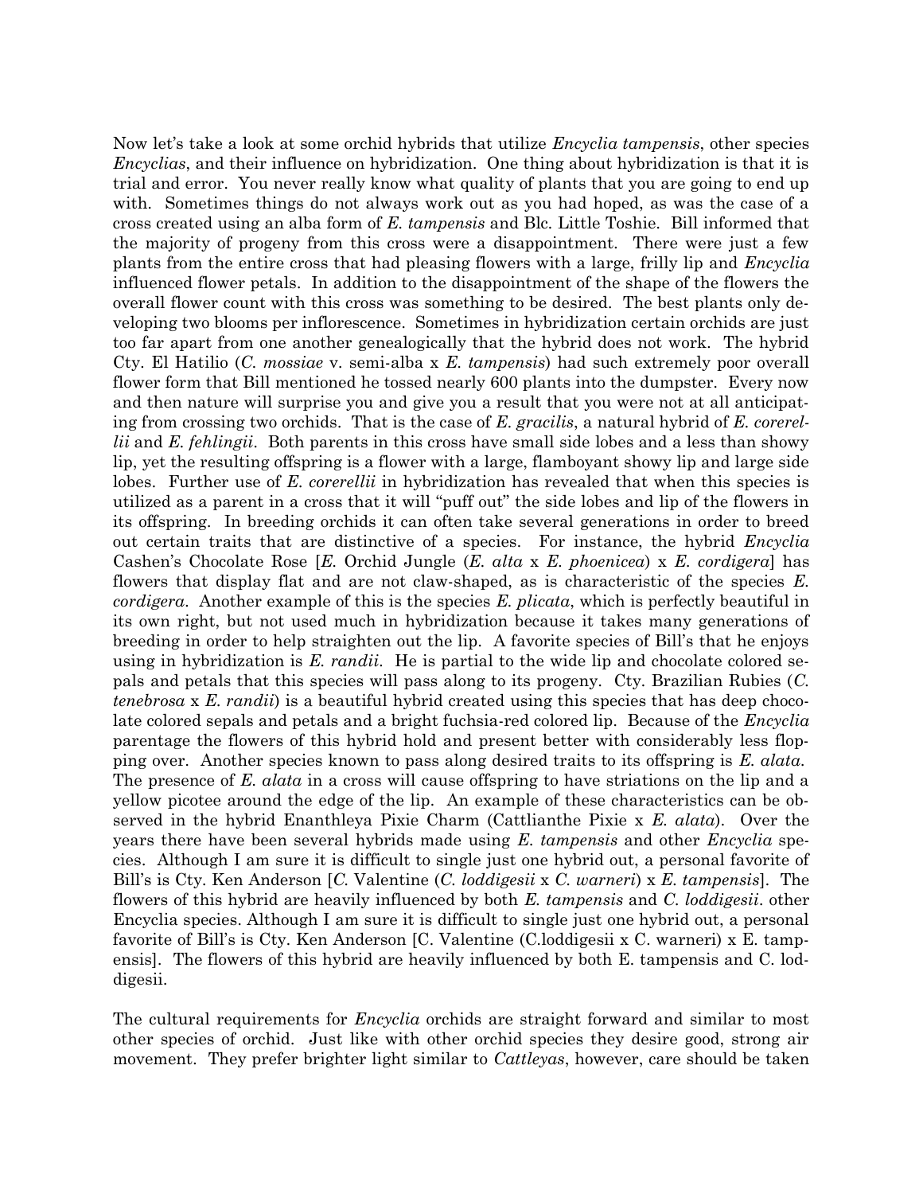Now let's take a look at some orchid hybrids that utilize *Encyclia tampensis*, other species *Encyclias*, and their influence on hybridization. One thing about hybridization is that it is trial and error. You never really know what quality of plants that you are going to end up with. Sometimes things do not always work out as you had hoped, as was the case of a cross created using an alba form of *E. tampensis* and Blc. Little Toshie. Bill informed that the majority of progeny from this cross were a disappointment. There were just a few plants from the entire cross that had pleasing flowers with a large, frilly lip and *Encyclia* influenced flower petals. In addition to the disappointment of the shape of the flowers the overall flower count with this cross was something to be desired. The best plants only developing two blooms per inflorescence. Sometimes in hybridization certain orchids are just too far apart from one another genealogically that the hybrid does not work. The hybrid Cty. El Hatilio (*C. mossiae* v. semi-alba x *E. tampensis*) had such extremely poor overall flower form that Bill mentioned he tossed nearly 600 plants into the dumpster. Every now and then nature will surprise you and give you a result that you were not at all anticipating from crossing two orchids. That is the case of *E. gracilis*, a natural hybrid of *E. corerellii* and *E. fehlingii*. Both parents in this cross have small side lobes and a less than showy lip, yet the resulting offspring is a flower with a large, flamboyant showy lip and large side lobes. Further use of *E. corerellii* in hybridization has revealed that when this species is utilized as a parent in a cross that it will "puff out" the side lobes and lip of the flowers in its offspring. In breeding orchids it can often take several generations in order to breed out certain traits that are distinctive of a species. For instance, the hybrid *Encyclia* Cashen's Chocolate Rose [*E.* Orchid Jungle (*E. alta* x *E. phoenicea*) x *E. cordigera*] has flowers that display flat and are not claw-shaped, as is characteristic of the species *E. cordigera*. Another example of this is the species *E. plicata*, which is perfectly beautiful in its own right, but not used much in hybridization because it takes many generations of breeding in order to help straighten out the lip. A favorite species of Bill's that he enjoys using in hybridization is *E. randii*. He is partial to the wide lip and chocolate colored sepals and petals that this species will pass along to its progeny. Cty. Brazilian Rubies (*C. tenebrosa* x *E. randii*) is a beautiful hybrid created using this species that has deep chocolate colored sepals and petals and a bright fuchsia-red colored lip. Because of the *Encyclia* parentage the flowers of this hybrid hold and present better with considerably less flopping over. Another species known to pass along desired traits to its offspring is *E. alata*. The presence of *E. alata* in a cross will cause offspring to have striations on the lip and a yellow picotee around the edge of the lip. An example of these characteristics can be observed in the hybrid Enanthleya Pixie Charm (Cattlianthe Pixie x *E. alata*). Over the years there have been several hybrids made using *E. tampensis* and other *Encyclia* species. Although I am sure it is difficult to single just one hybrid out, a personal favorite of Bill's is Cty. Ken Anderson [*C.* Valentine (*C. loddigesii* x *C. warneri*) x *E. tampensis*]. The flowers of this hybrid are heavily influenced by both *E. tampensis* and *C. loddigesii*. other Encyclia species. Although I am sure it is difficult to single just one hybrid out, a personal favorite of Bill's is Cty. Ken Anderson [C. Valentine (C.loddigesii x C. warneri) x E. tampensis]. The flowers of this hybrid are heavily influenced by both E. tampensis and C. loddigesii.

The cultural requirements for *Encyclia* orchids are straight forward and similar to most other species of orchid. Just like with other orchid species they desire good, strong air movement. They prefer brighter light similar to *Cattleyas*, however, care should be taken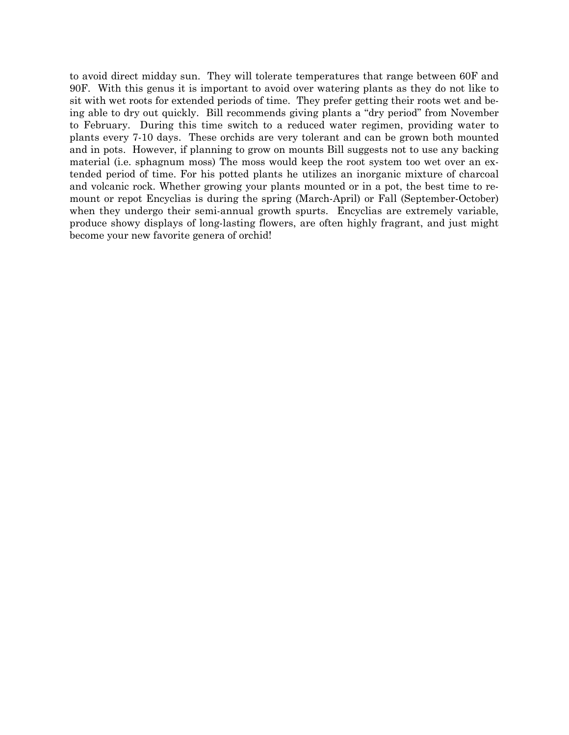to avoid direct midday sun. They will tolerate temperatures that range between 60F and 90F. With this genus it is important to avoid over watering plants as they do not like to sit with wet roots for extended periods of time. They prefer getting their roots wet and being able to dry out quickly. Bill recommends giving plants a "dry period" from November to February. During this time switch to a reduced water regimen, providing water to plants every 7-10 days. These orchids are very tolerant and can be grown both mounted and in pots. However, if planning to grow on mounts Bill suggests not to use any backing material (i.e. sphagnum moss) The moss would keep the root system too wet over an extended period of time. For his potted plants he utilizes an inorganic mixture of charcoal and volcanic rock. Whether growing your plants mounted or in a pot, the best time to remount or repot Encyclias is during the spring (March-April) or Fall (September-October) when they undergo their semi-annual growth spurts. Encyclias are extremely variable, produce showy displays of long-lasting flowers, are often highly fragrant, and just might become your new favorite genera of orchid!